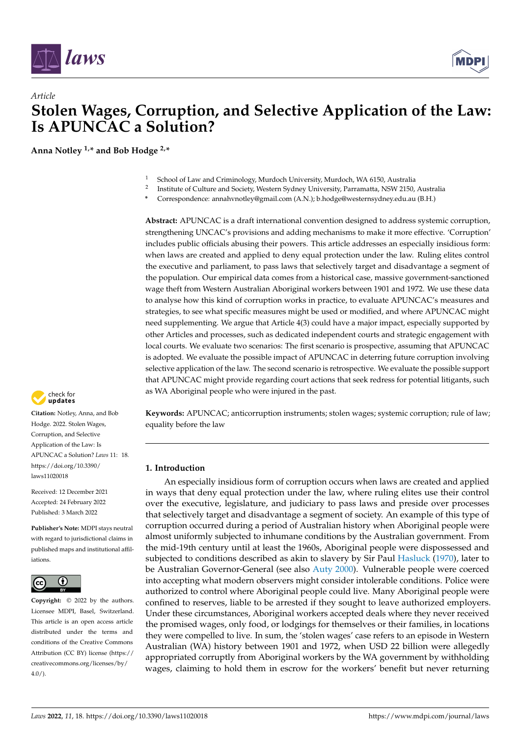*Article*

# Stolen Wages, Corruption, and Selective Application of the Law: Is APUNCAC a Solution?

**Anna Notley [1,*] and Bob Hodge [2,*]**

[1] School of Law and Criminology, Murdoch University, Murdoch, WA 6150, Australia
[2] Institute of Culture and Society, Western Sydney University, Parramatta, NSW 2150, Australia
\* Correspondence: annahvnotley@gmail.com (A.N.); b.hodge@westernsydney.edu.au (B.H.)

**Abstract:** APUNCAC is a draft international convention designed to address systemic corruption, strengthening UNCAC's provisions and adding mechanisms to make it more effective. 'Corruption' includes public officials abusing their powers. This article addresses an especially insidious form: when laws are created and applied to deny equal protection under the law. Ruling elites control the executive and parliament, to pass laws that selectively target and disadvantage a segment of the population. Our empirical data comes from a historical case, massive government-sanctioned wage theft from Western Australian Aboriginal workers between 1901 and 1972. We use these data to analyse how this kind of corruption works in practice, to evaluate APUNCAC's measures and strategies, to see what specific measures might be used or modified, and where APUNCAC might need supplementing. We argue that Article 4(3) could have a major impact, especially supported by other Articles and processes, such as dedicated independent courts and strategic engagement with local courts. We evaluate two scenarios: The first scenario is prospective, assuming that APUNCAC is adopted. We evaluate the possible impact of APUNCAC in deterring future corruption involving selective application of the law. The second scenario is retrospective. We evaluate the possible support that APUNCAC might provide regarding court actions that seek redress for potential litigants, such as WA Aboriginal people who were injured in the past.

**Keywords:** APUNCAC; anticorruption instruments; stolen wages; systemic corruption; rule of law; equality before the law

**Citation:** Notley, Anna, and Bob Hodge. 2022. Stolen Wages, Corruption, and Selective Application of the Law: Is APUNCAC a Solution? *Laws* 11: 18. https://doi.org/10.3390/laws11020018

Received: 12 December 2021
Accepted: 24 February 2022
Published: 3 March 2022

**Publisher's Note:** MDPI stays neutral with regard to jurisdictional claims in published maps and institutional affiliations.

**Copyright:** © 2022 by the authors. Licensee MDPI, Basel, Switzerland. This article is an open access article distributed under the terms and conditions of the Creative Commons Attribution (CC BY) license (https://creativecommons.org/licenses/by/4.0/).

## 1. Introduction

An especially insidious form of corruption occurs when laws are created and applied in ways that deny equal protection under the law, where ruling elites use their control over the executive, legislature, and judiciary to pass laws and preside over processes that selectively target and disadvantage a segment of society. An example of this type of corruption occurred during a period of Australian history when Aboriginal people were almost uniformly subjected to inhumane conditions by the Australian government. From the mid-19th century until at least the 1960s, Aboriginal people were dispossessed and subjected to conditions described as akin to slavery by Sir Paul Hasluck (1970), later to be Australian Governor-General (see also Auty 2000). Vulnerable people were coerced into accepting what modern observers might consider intolerable conditions. Police were authorized to control where Aboriginal people could live. Many Aboriginal people were confined to reserves, liable to be arrested if they sought to leave authorized employers. Under these circumstances, Aboriginal workers accepted deals where they never received the promised wages, only food, or lodgings for themselves or their families, in locations they were compelled to live. In sum, the 'stolen wages' case refers to an episode in Western Australian (WA) history between 1901 and 1972, when USD 22 billion were allegedly appropriated corruptly from Aboriginal workers by the WA government by withholding wages, claiming to hold them in escrow for the workers' benefit but never returning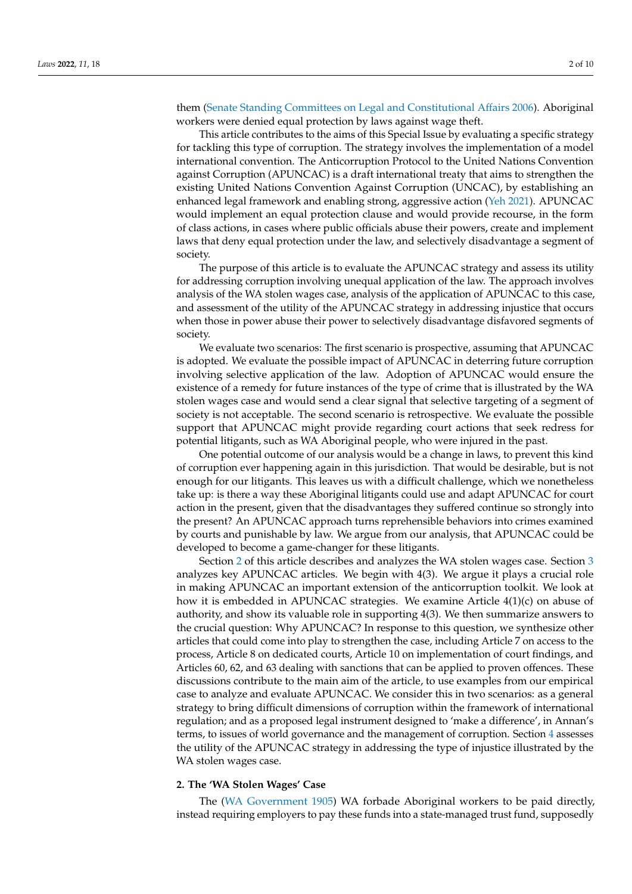them (Senate Standing Committees on Legal and Constitutional Affairs 2006). Aboriginal workers were denied equal protection by laws against wage theft.

This article contributes to the aims of this Special Issue by evaluating a specific strategy for tackling this type of corruption. The strategy involves the implementation of a model international convention. The Anticorruption Protocol to the United Nations Convention against Corruption (APUNCAC) is a draft international treaty that aims to strengthen the existing United Nations Convention Against Corruption (UNCAC), by establishing an enhanced legal framework and enabling strong, aggressive action (Yeh 2021). APUNCAC would implement an equal protection clause and would provide recourse, in the form of class actions, in cases where public officials abuse their powers, create and implement laws that deny equal protection under the law, and selectively disadvantage a segment of society.

The purpose of this article is to evaluate the APUNCAC strategy and assess its utility for addressing corruption involving unequal application of the law. The approach involves analysis of the WA stolen wages case, analysis of the application of APUNCAC to this case, and assessment of the utility of the APUNCAC strategy in addressing injustice that occurs when those in power abuse their power to selectively disadvantage disfavored segments of society.

We evaluate two scenarios: The first scenario is prospective, assuming that APUNCAC is adopted. We evaluate the possible impact of APUNCAC in deterring future corruption involving selective application of the law. Adoption of APUNCAC would ensure the existence of a remedy for future instances of the type of crime that is illustrated by the WA stolen wages case and would send a clear signal that selective targeting of a segment of society is not acceptable. The second scenario is retrospective. We evaluate the possible support that APUNCAC might provide regarding court actions that seek redress for potential litigants, such as WA Aboriginal people, who were injured in the past.

One potential outcome of our analysis would be a change in laws, to prevent this kind of corruption ever happening again in this jurisdiction. That would be desirable, but is not enough for our litigants. This leaves us with a difficult challenge, which we nonetheless take up: is there a way these Aboriginal litigants could use and adapt APUNCAC for court action in the present, given that the disadvantages they suffered continue so strongly into the present? An APUNCAC approach turns reprehensible behaviors into crimes examined by courts and punishable by law. We argue from our analysis, that APUNCAC could be developed to become a game-changer for these litigants.

Section 2 of this article describes and analyzes the WA stolen wages case. Section 3 analyzes key APUNCAC articles. We begin with 4(3). We argue it plays a crucial role in making APUNCAC an important extension of the anticorruption toolkit. We look at how it is embedded in APUNCAC strategies. We examine Article 4(1)(c) on abuse of authority, and show its valuable role in supporting 4(3). We then summarize answers to the crucial question: Why APUNCAC? In response to this question, we synthesize other articles that could come into play to strengthen the case, including Article 7 on access to the process, Article 8 on dedicated courts, Article 10 on implementation of court findings, and Articles 60, 62, and 63 dealing with sanctions that can be applied to proven offences. These discussions contribute to the main aim of the article, to use examples from our empirical case to analyze and evaluate APUNCAC. We consider this in two scenarios: as a general strategy to bring difficult dimensions of corruption within the framework of international regulation; and as a proposed legal instrument designed to 'make a difference', in Annan's terms, to issues of world governance and the management of corruption. Section 4 assesses the utility of the APUNCAC strategy in addressing the type of injustice illustrated by the WA stolen wages case.

## 2. The 'WA Stolen Wages' Case

The (WA Government 1905) WA forbade Aboriginal workers to be paid directly, instead requiring employers to pay these funds into a state-managed trust fund, supposedly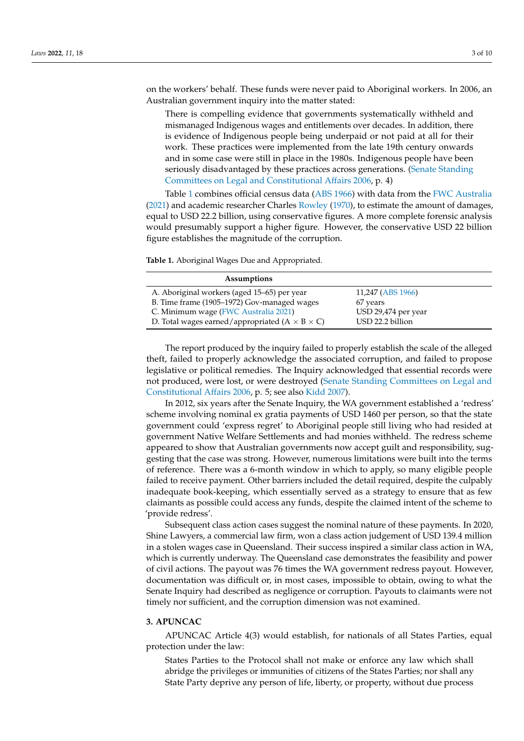on the workers' behalf. These funds were never paid to Aboriginal workers. In 2006, an Australian government inquiry into the matter stated:

> There is compelling evidence that governments systematically withheld and mismanaged Indigenous wages and entitlements over decades. In addition, there is evidence of Indigenous people being underpaid or not paid at all for their work. These practices were implemented from the late 19th century onwards and in some case were still in place in the 1980s. Indigenous people have been seriously disadvantaged by these practices across generations. (Senate Standing Committees on Legal and Constitutional Affairs 2006, p. 4)

Table 1 combines official census data (ABS 1966) with data from the FWC Australia (2021) and academic researcher Charles Rowley (1970), to estimate the amount of damages, equal to USD 22.2 billion, using conservative figures. A more complete forensic analysis would presumably support a higher figure. However, the conservative USD 22 billion figure establishes the magnitude of the corruption.

**Table 1.** Aboriginal Wages Due and Appropriated.

| Assumptions | |
|---|---|
| A. Aboriginal workers (aged 15–65) per year | 11,247 (ABS 1966) |
| B. Time frame (1905–1972) Gov-managed wages | 67 years |
| C. Minimum wage (FWC Australia 2021) | USD 29,474 per year |
| D. Total wages earned/appropriated (A × B × C) | USD 22.2 billion |

The report produced by the inquiry failed to properly establish the scale of the alleged theft, failed to properly acknowledge the associated corruption, and failed to propose legislative or political remedies. The Inquiry acknowledged that essential records were not produced, were lost, or were destroyed (Senate Standing Committees on Legal and Constitutional Affairs 2006, p. 5; see also Kidd 2007).

In 2012, six years after the Senate Inquiry, the WA government established a 'redress' scheme involving nominal ex gratia payments of USD 1460 per person, so that the state government could 'express regret' to Aboriginal people still living who had resided at government Native Welfare Settlements and had monies withheld. The redress scheme appeared to show that Australian governments now accept guilt and responsibility, suggesting that the case was strong. However, numerous limitations were built into the terms of reference. There was a 6-month window in which to apply, so many eligible people failed to receive payment. Other barriers included the detail required, despite the culpably inadequate book-keeping, which essentially served as a strategy to ensure that as few claimants as possible could access any funds, despite the claimed intent of the scheme to 'provide redress'.

Subsequent class action cases suggest the nominal nature of these payments. In 2020, Shine Lawyers, a commercial law firm, won a class action judgement of USD 139.4 million in a stolen wages case in Queensland. Their success inspired a similar class action in WA, which is currently underway. The Queensland case demonstrates the feasibility and power of civil actions. The payout was 76 times the WA government redress payout. However, documentation was difficult or, in most cases, impossible to obtain, owing to what the Senate Inquiry had described as negligence or corruption. Payouts to claimants were not timely nor sufficient, and the corruption dimension was not examined.

## 3. APUNCAC

APUNCAC Article 4(3) would establish, for nationals of all States Parties, equal protection under the law:

> States Parties to the Protocol shall not make or enforce any law which shall abridge the privileges or immunities of citizens of the States Parties; nor shall any State Party deprive any person of life, liberty, or property, without due process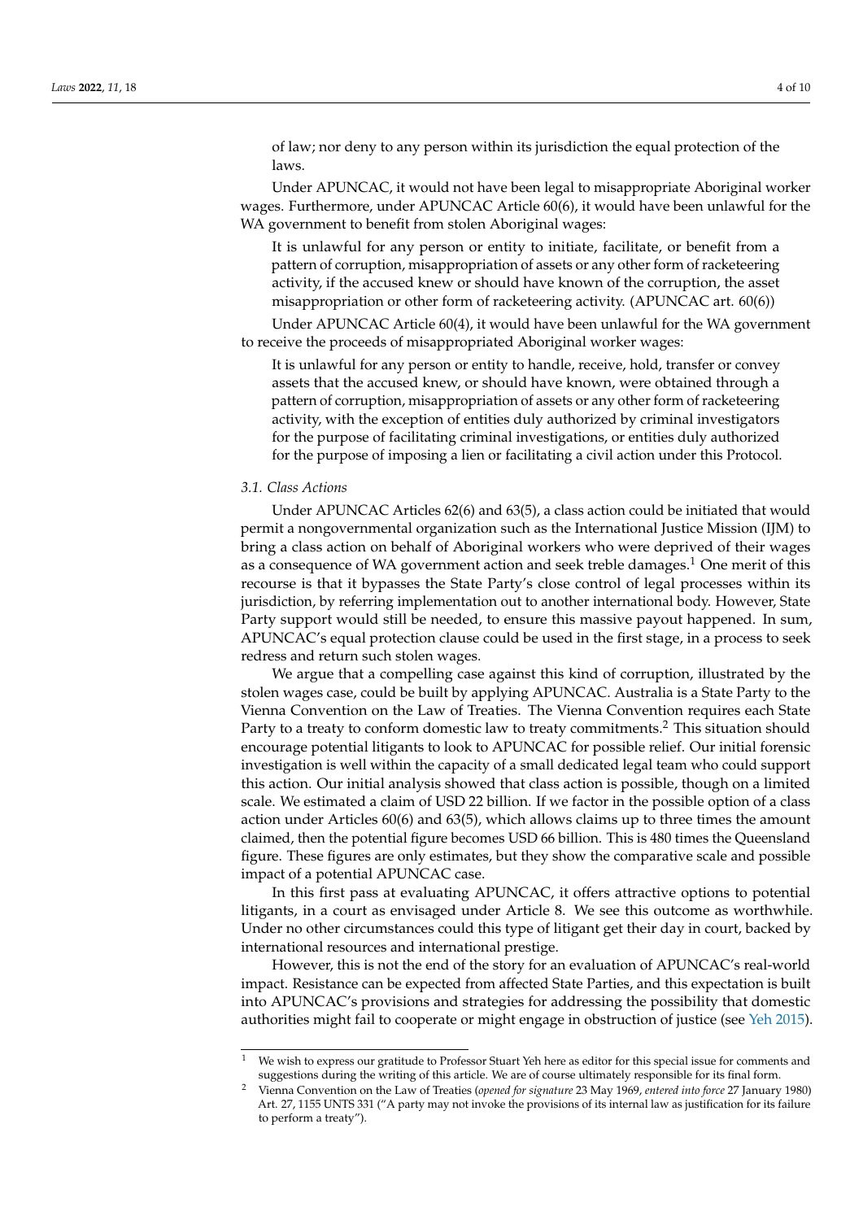of law; nor deny to any person within its jurisdiction the equal protection of the laws.

Under APUNCAC, it would not have been legal to misappropriate Aboriginal worker wages. Furthermore, under APUNCAC Article 60(6), it would have been unlawful for the WA government to benefit from stolen Aboriginal wages:

> It is unlawful for any person or entity to initiate, facilitate, or benefit from a pattern of corruption, misappropriation of assets or any other form of racketeering activity, if the accused knew or should have known of the corruption, the asset misappropriation or other form of racketeering activity. (APUNCAC art. 60(6))

Under APUNCAC Article 60(4), it would have been unlawful for the WA government to receive the proceeds of misappropriated Aboriginal worker wages:

> It is unlawful for any person or entity to handle, receive, hold, transfer or convey assets that the accused knew, or should have known, were obtained through a pattern of corruption, misappropriation of assets or any other form of racketeering activity, with the exception of entities duly authorized by criminal investigators for the purpose of facilitating criminal investigations, or entities duly authorized for the purpose of imposing a lien or facilitating a civil action under this Protocol.

### *3.1. Class Actions*

Under APUNCAC Articles 62(6) and 63(5), a class action could be initiated that would permit a nongovernmental organization such as the International Justice Mission (IJM) to bring a class action on behalf of Aboriginal workers who were deprived of their wages as a consequence of WA government action and seek treble damages.[1] One merit of this recourse is that it bypasses the State Party's close control of legal processes within its jurisdiction, by referring implementation out to another international body. However, State Party support would still be needed, to ensure this massive payout happened. In sum, APUNCAC's equal protection clause could be used in the first stage, in a process to seek redress and return such stolen wages.

We argue that a compelling case against this kind of corruption, illustrated by the stolen wages case, could be built by applying APUNCAC. Australia is a State Party to the Vienna Convention on the Law of Treaties. The Vienna Convention requires each State Party to a treaty to conform domestic law to treaty commitments.[2] This situation should encourage potential litigants to look to APUNCAC for possible relief. Our initial forensic investigation is well within the capacity of a small dedicated legal team who could support this action. Our initial analysis showed that class action is possible, though on a limited scale. We estimated a claim of USD 22 billion. If we factor in the possible option of a class action under Articles 60(6) and 63(5), which allows claims up to three times the amount claimed, then the potential figure becomes USD 66 billion. This is 480 times the Queensland figure. These figures are only estimates, but they show the comparative scale and possible impact of a potential APUNCAC case.

In this first pass at evaluating APUNCAC, it offers attractive options to potential litigants, in a court as envisaged under Article 8. We see this outcome as worthwhile. Under no other circumstances could this type of litigant get their day in court, backed by international resources and international prestige.

However, this is not the end of the story for an evaluation of APUNCAC's real-world impact. Resistance can be expected from affected State Parties, and this expectation is built into APUNCAC's provisions and strategies for addressing the possibility that domestic authorities might fail to cooperate or might engage in obstruction of justice (see Yeh 2015).

---

[1] We wish to express our gratitude to Professor Stuart Yeh here as editor for this special issue for comments and suggestions during the writing of this article. We are of course ultimately responsible for its final form.

[2] Vienna Convention on the Law of Treaties (*opened for signature* 23 May 1969, *entered into force* 27 January 1980) Art. 27, 1155 UNTS 331 ("A party may not invoke the provisions of its internal law as justification for its failure to perform a treaty").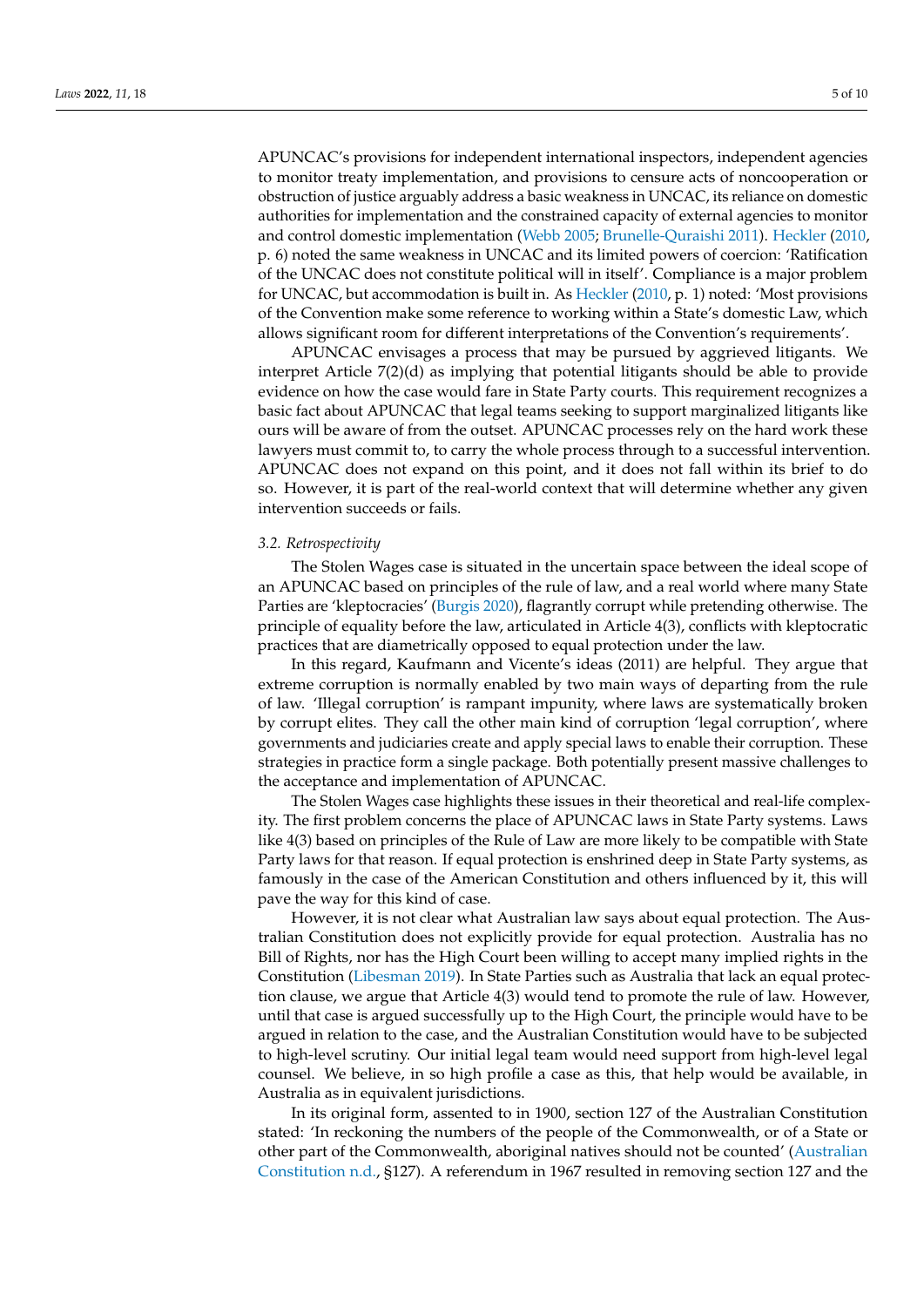APUNCAC's provisions for independent international inspectors, independent agencies to monitor treaty implementation, and provisions to censure acts of noncooperation or obstruction of justice arguably address a basic weakness in UNCAC, its reliance on domestic authorities for implementation and the constrained capacity of external agencies to monitor and control domestic implementation (Webb 2005; Brunelle-Quraishi 2011). Heckler (2010, p. 6) noted the same weakness in UNCAC and its limited powers of coercion: 'Ratification of the UNCAC does not constitute political will in itself'. Compliance is a major problem for UNCAC, but accommodation is built in. As Heckler (2010, p. 1) noted: 'Most provisions of the Convention make some reference to working within a State's domestic Law, which allows significant room for different interpretations of the Convention's requirements'.

APUNCAC envisages a process that may be pursued by aggrieved litigants. We interpret Article 7(2)(d) as implying that potential litigants should be able to provide evidence on how the case would fare in State Party courts. This requirement recognizes a basic fact about APUNCAC that legal teams seeking to support marginalized litigants like ours will be aware of from the outset. APUNCAC processes rely on the hard work these lawyers must commit to, to carry the whole process through to a successful intervention. APUNCAC does not expand on this point, and it does not fall within its brief to do so. However, it is part of the real-world context that will determine whether any given intervention succeeds or fails.

### 3.2. Retrospectivity

The Stolen Wages case is situated in the uncertain space between the ideal scope of an APUNCAC based on principles of the rule of law, and a real world where many State Parties are 'kleptocracies' (Burgis 2020), flagrantly corrupt while pretending otherwise. The principle of equality before the law, articulated in Article 4(3), conflicts with kleptocratic practices that are diametrically opposed to equal protection under the law.

In this regard, Kaufmann and Vicente's ideas (2011) are helpful. They argue that extreme corruption is normally enabled by two main ways of departing from the rule of law. 'Illegal corruption' is rampant impunity, where laws are systematically broken by corrupt elites. They call the other main kind of corruption 'legal corruption', where governments and judiciaries create and apply special laws to enable their corruption. These strategies in practice form a single package. Both potentially present massive challenges to the acceptance and implementation of APUNCAC.

The Stolen Wages case highlights these issues in their theoretical and real-life complexity. The first problem concerns the place of APUNCAC laws in State Party systems. Laws like 4(3) based on principles of the Rule of Law are more likely to be compatible with State Party laws for that reason. If equal protection is enshrined deep in State Party systems, as famously in the case of the American Constitution and others influenced by it, this will pave the way for this kind of case.

However, it is not clear what Australian law says about equal protection. The Australian Constitution does not explicitly provide for equal protection. Australia has no Bill of Rights, nor has the High Court been willing to accept many implied rights in the Constitution (Libesman 2019). In State Parties such as Australia that lack an equal protection clause, we argue that Article 4(3) would tend to promote the rule of law. However, until that case is argued successfully up to the High Court, the principle would have to be argued in relation to the case, and the Australian Constitution would have to be subjected to high-level scrutiny. Our initial legal team would need support from high-level legal counsel. We believe, in so high profile a case as this, that help would be available, in Australia as in equivalent jurisdictions.

In its original form, assented to in 1900, section 127 of the Australian Constitution stated: 'In reckoning the numbers of the people of the Commonwealth, or of a State or other part of the Commonwealth, aboriginal natives should not be counted' (Australian Constitution n.d., §127). A referendum in 1967 resulted in removing section 127 and the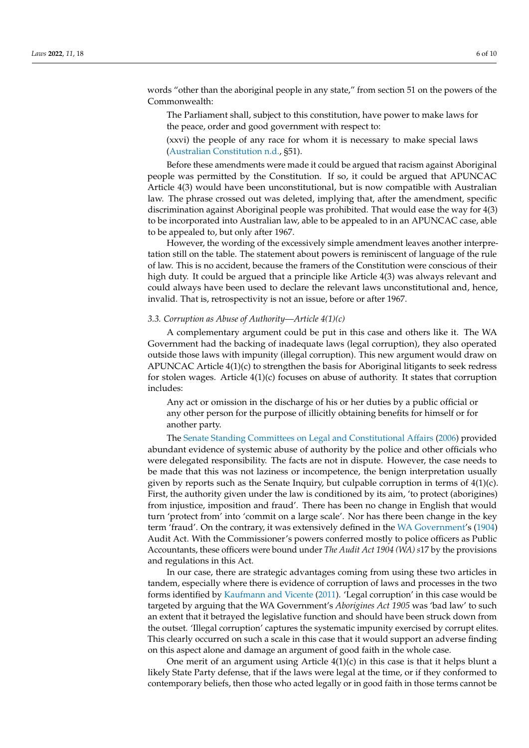words "other than the aboriginal people in any state," from section 51 on the powers of the Commonwealth:

> The Parliament shall, subject to this constitution, have power to make laws for the peace, order and good government with respect to:
>
> (xxvi) the people of any race for whom it is necessary to make special laws (Australian Constitution n.d., §51).

Before these amendments were made it could be argued that racism against Aboriginal people was permitted by the Constitution. If so, it could be argued that APUNCAC Article 4(3) would have been unconstitutional, but is now compatible with Australian law. The phrase crossed out was deleted, implying that, after the amendment, specific discrimination against Aboriginal people was prohibited. That would ease the way for 4(3) to be incorporated into Australian law, able to be appealed to in an APUNCAC case, able to be appealed to, but only after 1967.

However, the wording of the excessively simple amendment leaves another interpretation still on the table. The statement about powers is reminiscent of language of the rule of law. This is no accident, because the framers of the Constitution were conscious of their high duty. It could be argued that a principle like Article 4(3) was always relevant and could always have been used to declare the relevant laws unconstitutional and, hence, invalid. That is, retrospectivity is not an issue, before or after 1967.

### *3.3. Corruption as Abuse of Authority—Article 4(1)(c)*

A complementary argument could be put in this case and others like it. The WA Government had the backing of inadequate laws (legal corruption), they also operated outside those laws with impunity (illegal corruption). This new argument would draw on APUNCAC Article 4(1)(c) to strengthen the basis for Aboriginal litigants to seek redress for stolen wages. Article 4(1)(c) focuses on abuse of authority. It states that corruption includes:

> Any act or omission in the discharge of his or her duties by a public official or any other person for the purpose of illicitly obtaining benefits for himself or for another party.

The Senate Standing Committees on Legal and Constitutional Affairs (2006) provided abundant evidence of systemic abuse of authority by the police and other officials who were delegated responsibility. The facts are not in dispute. However, the case needs to be made that this was not laziness or incompetence, the benign interpretation usually given by reports such as the Senate Inquiry, but culpable corruption in terms of 4(1)(c). First, the authority given under the law is conditioned by its aim, 'to protect (aborigines) from injustice, imposition and fraud'. There has been no change in English that would turn 'protect from' into 'commit on a large scale'. Nor has there been change in the key term 'fraud'. On the contrary, it was extensively defined in the WA Government's (1904) Audit Act. With the Commissioner's powers conferred mostly to police officers as Public Accountants, these officers were bound under *The Audit Act 1904 (WA) s*17 by the provisions and regulations in this Act.

In our case, there are strategic advantages coming from using these two articles in tandem, especially where there is evidence of corruption of laws and processes in the two forms identified by Kaufmann and Vicente (2011). 'Legal corruption' in this case would be targeted by arguing that the WA Government's *Aborigines Act 1905* was 'bad law' to such an extent that it betrayed the legislative function and should have been struck down from the outset. 'Illegal corruption' captures the systematic impunity exercised by corrupt elites. This clearly occurred on such a scale in this case that it would support an adverse finding on this aspect alone and damage an argument of good faith in the whole case.

One merit of an argument using Article 4(1)(c) in this case is that it helps blunt a likely State Party defense, that if the laws were legal at the time, or if they conformed to contemporary beliefs, then those who acted legally or in good faith in those terms cannot be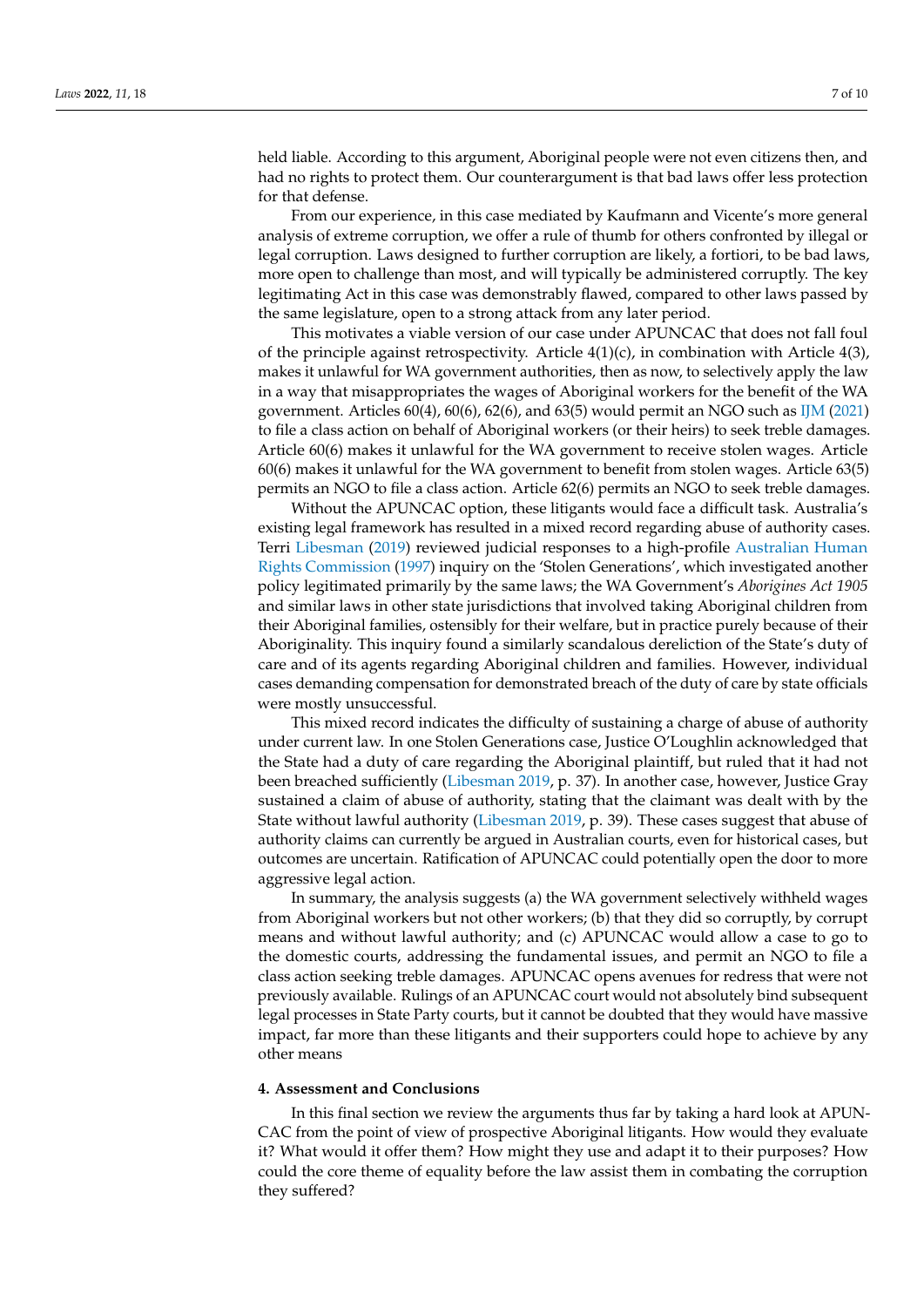held liable. According to this argument, Aboriginal people were not even citizens then, and had no rights to protect them. Our counterargument is that bad laws offer less protection for that defense.

From our experience, in this case mediated by Kaufmann and Vicente's more general analysis of extreme corruption, we offer a rule of thumb for others confronted by illegal or legal corruption. Laws designed to further corruption are likely, a fortiori, to be bad laws, more open to challenge than most, and will typically be administered corruptly. The key legitimating Act in this case was demonstrably flawed, compared to other laws passed by the same legislature, open to a strong attack from any later period.

This motivates a viable version of our case under APUNCAC that does not fall foul of the principle against retrospectivity. Article 4(1)(c), in combination with Article 4(3), makes it unlawful for WA government authorities, then as now, to selectively apply the law in a way that misappropriates the wages of Aboriginal workers for the benefit of the WA government. Articles 60(4), 60(6), 62(6), and 63(5) would permit an NGO such as IJM (2021) to file a class action on behalf of Aboriginal workers (or their heirs) to seek treble damages. Article 60(6) makes it unlawful for the WA government to receive stolen wages. Article 60(6) makes it unlawful for the WA government to benefit from stolen wages. Article 63(5) permits an NGO to file a class action. Article 62(6) permits an NGO to seek treble damages.

Without the APUNCAC option, these litigants would face a difficult task. Australia's existing legal framework has resulted in a mixed record regarding abuse of authority cases. Terri Libesman (2019) reviewed judicial responses to a high-profile Australian Human Rights Commission (1997) inquiry on the 'Stolen Generations', which investigated another policy legitimated primarily by the same laws; the WA Government's *Aborigines Act 1905* and similar laws in other state jurisdictions that involved taking Aboriginal children from their Aboriginal families, ostensibly for their welfare, but in practice purely because of their Aboriginality. This inquiry found a similarly scandalous dereliction of the State's duty of care and of its agents regarding Aboriginal children and families. However, individual cases demanding compensation for demonstrated breach of the duty of care by state officials were mostly unsuccessful.

This mixed record indicates the difficulty of sustaining a charge of abuse of authority under current law. In one Stolen Generations case, Justice O'Loughlin acknowledged that the State had a duty of care regarding the Aboriginal plaintiff, but ruled that it had not been breached sufficiently (Libesman 2019, p. 37). In another case, however, Justice Gray sustained a claim of abuse of authority, stating that the claimant was dealt with by the State without lawful authority (Libesman 2019, p. 39). These cases suggest that abuse of authority claims can currently be argued in Australian courts, even for historical cases, but outcomes are uncertain. Ratification of APUNCAC could potentially open the door to more aggressive legal action.

In summary, the analysis suggests (a) the WA government selectively withheld wages from Aboriginal workers but not other workers; (b) that they did so corruptly, by corrupt means and without lawful authority; and (c) APUNCAC would allow a case to go to the domestic courts, addressing the fundamental issues, and permit an NGO to file a class action seeking treble damages. APUNCAC opens avenues for redress that were not previously available. Rulings of an APUNCAC court would not absolutely bind subsequent legal processes in State Party courts, but it cannot be doubted that they would have massive impact, far more than these litigants and their supporters could hope to achieve by any other means

## 4. Assessment and Conclusions

In this final section we review the arguments thus far by taking a hard look at APUNCAC from the point of view of prospective Aboriginal litigants. How would they evaluate it? What would it offer them? How might they use and adapt it to their purposes? How could the core theme of equality before the law assist them in combating the corruption they suffered?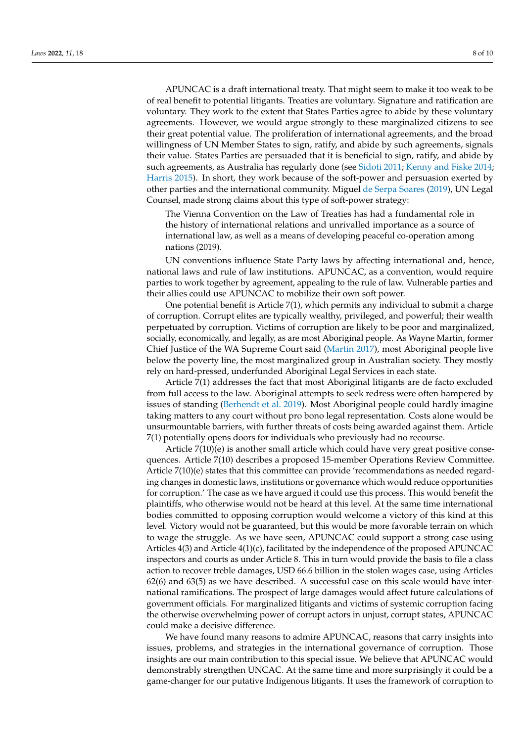APUNCAC is a draft international treaty. That might seem to make it too weak to be of real benefit to potential litigants. Treaties are voluntary. Signature and ratification are voluntary. They work to the extent that States Parties agree to abide by these voluntary agreements. However, we would argue strongly to these marginalized citizens to see their great potential value. The proliferation of international agreements, and the broad willingness of UN Member States to sign, ratify, and abide by such agreements, signals their value. States Parties are persuaded that it is beneficial to sign, ratify, and abide by such agreements, as Australia has regularly done (see Sidoti 2011; Kenny and Fiske 2014; Harris 2015). In short, they work because of the soft-power and persuasion exerted by other parties and the international community. Miguel de Serpa Soares (2019), UN Legal Counsel, made strong claims about this type of soft-power strategy:

> The Vienna Convention on the Law of Treaties has had a fundamental role in the history of international relations and unrivalled importance as a source of international law, as well as a means of developing peaceful co-operation among nations (2019).

UN conventions influence State Party laws by affecting international and, hence, national laws and rule of law institutions. APUNCAC, as a convention, would require parties to work together by agreement, appealing to the rule of law. Vulnerable parties and their allies could use APUNCAC to mobilize their own soft power.

One potential benefit is Article 7(1), which permits any individual to submit a charge of corruption. Corrupt elites are typically wealthy, privileged, and powerful; their wealth perpetuated by corruption. Victims of corruption are likely to be poor and marginalized, socially, economically, and legally, as are most Aboriginal people. As Wayne Martin, former Chief Justice of the WA Supreme Court said (Martin 2017), most Aboriginal people live below the poverty line, the most marginalized group in Australian society. They mostly rely on hard-pressed, underfunded Aboriginal Legal Services in each state.

Article 7(1) addresses the fact that most Aboriginal litigants are de facto excluded from full access to the law. Aboriginal attempts to seek redress were often hampered by issues of standing (Berhendt et al. 2019). Most Aboriginal people could hardly imagine taking matters to any court without pro bono legal representation. Costs alone would be unsurmountable barriers, with further threats of costs being awarded against them. Article 7(1) potentially opens doors for individuals who previously had no recourse.

Article 7(10)(e) is another small article which could have very great positive consequences. Article 7(10) describes a proposed 15-member Operations Review Committee. Article 7(10)(e) states that this committee can provide 'recommendations as needed regarding changes in domestic laws, institutions or governance which would reduce opportunities for corruption.' The case as we have argued it could use this process. This would benefit the plaintiffs, who otherwise would not be heard at this level. At the same time international bodies committed to opposing corruption would welcome a victory of this kind at this level. Victory would not be guaranteed, but this would be more favorable terrain on which to wage the struggle. As we have seen, APUNCAC could support a strong case using Articles 4(3) and Article 4(1)(c), facilitated by the independence of the proposed APUNCAC inspectors and courts as under Article 8. This in turn would provide the basis to file a class action to recover treble damages, USD 66.6 billion in the stolen wages case, using Articles 62(6) and 63(5) as we have described. A successful case on this scale would have international ramifications. The prospect of large damages would affect future calculations of government officials. For marginalized litigants and victims of systemic corruption facing the otherwise overwhelming power of corrupt actors in unjust, corrupt states, APUNCAC could make a decisive difference.

We have found many reasons to admire APUNCAC, reasons that carry insights into issues, problems, and strategies in the international governance of corruption. Those insights are our main contribution to this special issue. We believe that APUNCAC would demonstrably strengthen UNCAC. At the same time and more surprisingly it could be a game-changer for our putative Indigenous litigants. It uses the framework of corruption to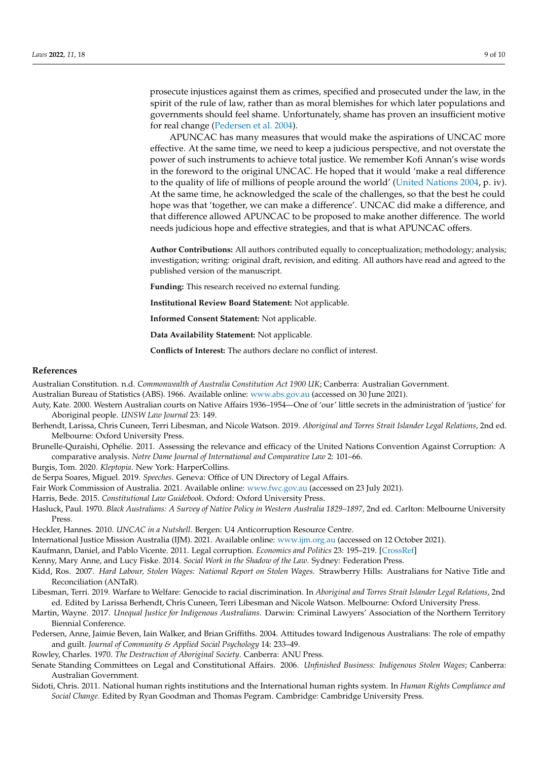prosecute injustices against them as crimes, specified and prosecuted under the law, in the spirit of the rule of law, rather than as moral blemishes for which later populations and governments should feel shame. Unfortunately, shame has proven an insufficient motive for real change (Pedersen et al. 2004).

APUNCAC has many measures that would make the aspirations of UNCAC more effective. At the same time, we need to keep a judicious perspective, and not overstate the power of such instruments to achieve total justice. We remember Kofi Annan's wise words in the foreword to the original UNCAC. He hoped that it would 'make a real difference to the quality of life of millions of people around the world' (United Nations 2004, p. iv). At the same time, he acknowledged the scale of the challenges, so that the best he could hope was that 'together, we can make a difference'. UNCAC did make a difference, and that difference allowed APUNCAC to be proposed to make another difference. The world needs judicious hope and effective strategies, and that is what APUNCAC offers.

**Author Contributions:** All authors contributed equally to conceptualization; methodology; analysis; investigation; writing: original draft, revision, and editing. All authors have read and agreed to the published version of the manuscript.

**Funding:** This research received no external funding.

**Institutional Review Board Statement:** Not applicable.

**Informed Consent Statement:** Not applicable.

**Data Availability Statement:** Not applicable.

**Conflicts of Interest:** The authors declare no conflict of interest.

## References

Australian Constitution. n.d. *Commonwealth of Australia Constitution Act 1900 UK*; Canberra: Australian Government.

Australian Bureau of Statistics (ABS). 1966. Available online: www.abs.gov.au (accessed on 30 June 2021).

Auty, Kate. 2000. Western Australian courts on Native Affairs 1936–1954—One of 'our' little secrets in the administration of 'justice' for Aboriginal people. *UNSW Law Journal* 23: 149.

Berhendt, Larissa, Chris Cuneen, Terri Libesman, and Nicole Watson. 2019. *Aboriginal and Torres Strait Islander Legal Relations*, 2nd ed. Melbourne: Oxford University Press.

Brunelle-Quraishi, Ophélie. 2011. Assessing the relevance and efficacy of the United Nations Convention Against Corruption: A comparative analysis. *Notre Dame Journal of International and Comparative Law* 2: 101–66.

Burgis, Tom. 2020. *Kleptopia*. New York: HarperCollins.

de Serpa Soares, Miguel. 2019. *Speeches*. Geneva: Office of UN Directory of Legal Affairs.

Fair Work Commission of Australia. 2021. Available online: www.fwc.gov.au (accessed on 23 July 2021).

Harris, Bede. 2015. *Constitutional Law Guidebook*. Oxford: Oxford University Press.

Hasluck, Paul. 1970. *Black Australians: A Survey of Native Policy in Western Australia 1829–1897*, 2nd ed. Carlton: Melbourne University Press.

Heckler, Hannes. 2010. *UNCAC in a Nutshell*. Bergen: U4 Anticorruption Resource Centre.

International Justice Mission Australia (IJM). 2021. Available online: www.ijm.org.au (accessed on 12 October 2021).

Kaufmann, Daniel, and Pablo Vicente. 2011. Legal corruption. *Economics and Politics* 23: 195–219. [CrossRef]

Kenny, Mary Anne, and Lucy Fiske. 2014. *Social Work in the Shadow of the Law*. Sydney: Federation Press.

Kidd, Ros. 2007. *Hard Labour, Stolen Wages: National Report on Stolen Wages*. Strawberry Hills: Australians for Native Title and Reconciliation (ANTaR).

Libesman, Terri. 2019. Warfare to Welfare: Genocide to racial discrimination. In *Aboriginal and Torres Strait Islander Legal Relations*, 2nd ed. Edited by Larissa Berhendt, Chris Cuneen, Terri Libesman and Nicole Watson. Melbourne: Oxford University Press.

Martin, Wayne. 2017. *Unequal Justice for Indigenous Australians*. Darwin: Criminal Lawyers' Association of the Northern Territory Biennial Conference.

Pedersen, Anne, Jaimie Beven, Iain Walker, and Brian Griffiths. 2004. Attitudes toward Indigenous Australians: The role of empathy and guilt. *Journal of Community & Applied Social Psychology* 14: 233–49.

Rowley, Charles. 1970. *The Destruction of Aboriginal Society*. Canberra: ANU Press.

Senate Standing Committees on Legal and Constitutional Affairs. 2006. *Unfinished Business: Indigenous Stolen Wages*; Canberra: Australian Government.

Sidoti, Chris. 2011. National human rights institutions and the International human rights system. In *Human Rights Compliance and Social Change*. Edited by Ryan Goodman and Thomas Pegram. Cambridge: Cambridge University Press.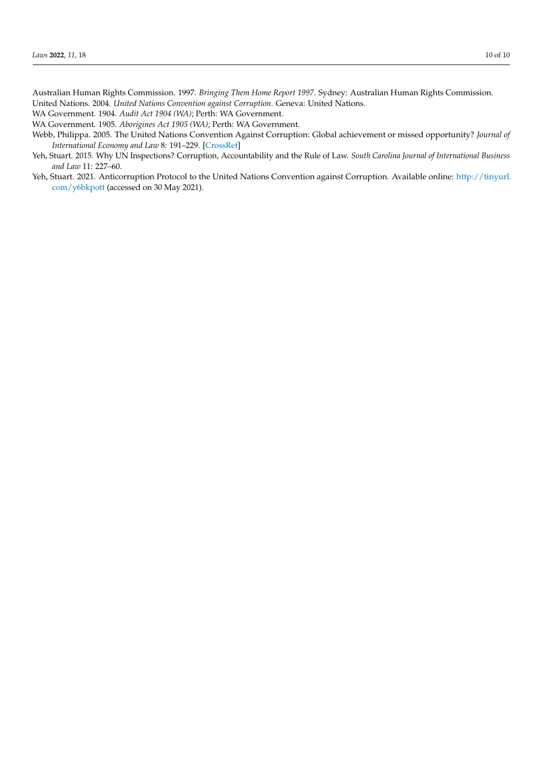Australian Human Rights Commission. 1997. *Bringing Them Home Report 1997*. Sydney: Australian Human Rights Commission.

United Nations. 2004. *United Nations Convention against Corruption*. Geneva: United Nations.

WA Government. 1904. *Audit Act 1904 (WA)*; Perth: WA Government.

WA Government. 1905. *Aborigines Act 1905 (WA)*; Perth: WA Government.

Webb, Philippa. 2005. The United Nations Convention Against Corruption: Global achievement or missed opportunity? *Journal of International Economy and Law* 8: 191–229. [CrossRef]

Yeh, Stuart. 2015. Why UN Inspections? Corruption, Accountability and the Rule of Law. *South Carolina Journal of International Business and Law* 11: 227–60.

Yeh, Stuart. 2021. Anticorruption Protocol to the United Nations Convention against Corruption. Available online: http://tinyurl.com/y6bkpott (accessed on 30 May 2021).